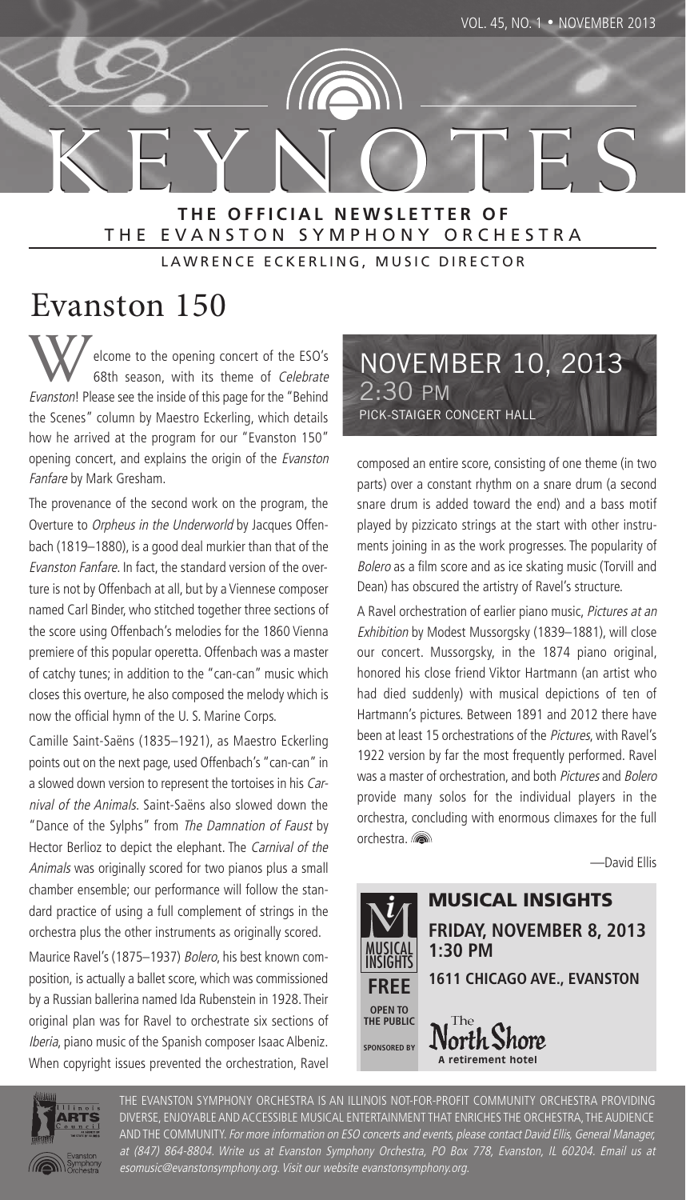# KEYNOTES

**THE OFFICIAL NEWSLETTER OF**
THE EVANSTON SYMPHONY ORCHESTRA

LAWRENCE ECKERLING, MUSIC DIRECTOR

VOL. 45, NO. 1 • NOVEMBER 2013

## Evanston 150

**NOVEMBER 10, 2013**
**2:30 PM**
PICK-STAIGER CONCERT HALL

Welcome to the opening concert of the ESO's 68th season, with its theme of *Celebrate Evanston*! Please see the inside of this page for the "Behind the Scenes" column by Maestro Eckerling, which details how he arrived at the program for our "Evanston 150" opening concert, and explains the origin of the *Evanston Fanfare* by Mark Gresham.

The provenance of the second work on the program, the Overture to *Orpheus in the Underworld* by Jacques Offenbach (1819–1880), is a good deal murkier than that of the *Evanston Fanfare*. In fact, the standard version of the overture is not by Offenbach at all, but by a Viennese composer named Carl Binder, who stitched together three sections of the score using Offenbach's melodies for the 1860 Vienna premiere of this popular operetta. Offenbach was a master of catchy tunes; in addition to the "can-can" music which closes this overture, he also composed the melody which is now the official hymn of the U. S. Marine Corps.

Camille Saint-Saëns (1835–1921), as Maestro Eckerling points out on the next page, used Offenbach's "can-can" in a slowed down version to represent the tortoises in his *Carnival of the Animals*. Saint-Saëns also slowed down the "Dance of the Sylphs" from *The Damnation of Faust* by Hector Berlioz to depict the elephant. The *Carnival of the Animals* was originally scored for two pianos plus a small chamber ensemble; our performance will follow the standard practice of using a full complement of strings in the orchestra plus the other instruments as originally scored.

Maurice Ravel's (1875–1937) *Bolero*, his best known composition, is actually a ballet score, which was commissioned by a Russian ballerina named Ida Rubenstein in 1928. Their original plan was for Ravel to orchestrate six sections of *Iberia*, piano music of the Spanish composer Isaac Albeniz. When copyright issues prevented the orchestration, Ravel composed an entire score, consisting of one theme (in two parts) over a constant rhythm on a snare drum (a second snare drum is added toward the end) and a bass motif played by pizzicato strings at the start with other instruments joining in as the work progresses. The popularity of *Bolero* as a film score and as ice skating music (Torvill and Dean) has obscured the artistry of Ravel's structure.

A Ravel orchestration of earlier piano music, *Pictures at an Exhibition* by Modest Mussorgsky (1839–1881), will close our concert. Mussorgsky, in the 1874 piano original, honored his close friend Viktor Hartmann (an artist who had died suddenly) with musical depictions of ten of Hartmann's pictures. Between 1891 and 2012 there have been at least 15 orchestrations of the *Pictures*, with Ravel's 1922 version by far the most frequently performed. Ravel was a master of orchestration, and both *Pictures* and *Bolero* provide many solos for the individual players in the orchestra, concluding with enormous climaxes for the full orchestra.

—David Ellis

### MUSICAL INSIGHTS

**FRIDAY, NOVEMBER 8, 2013**
**1:30 PM**

**1611 CHICAGO AVE., EVANSTON**

**FREE**
**OPEN TO THE PUBLIC**

SPONSORED BY The North Shore — A retirement hotel

THE EVANSTON SYMPHONY ORCHESTRA IS AN ILLINOIS NOT-FOR-PROFIT COMMUNITY ORCHESTRA PROVIDING DIVERSE, ENJOYABLE AND ACCESSIBLE MUSICAL ENTERTAINMENT THAT ENRICHES THE ORCHESTRA, THE AUDIENCE AND THE COMMUNITY. *For more information on ESO concerts and events, please contact David Ellis, General Manager, at (847) 864-8804. Write us at Evanston Symphony Orchestra, PO Box 778, Evanston, IL 60204. Email us at esomusic@evanstonsymphony.org. Visit our website evanstonsymphony.org.*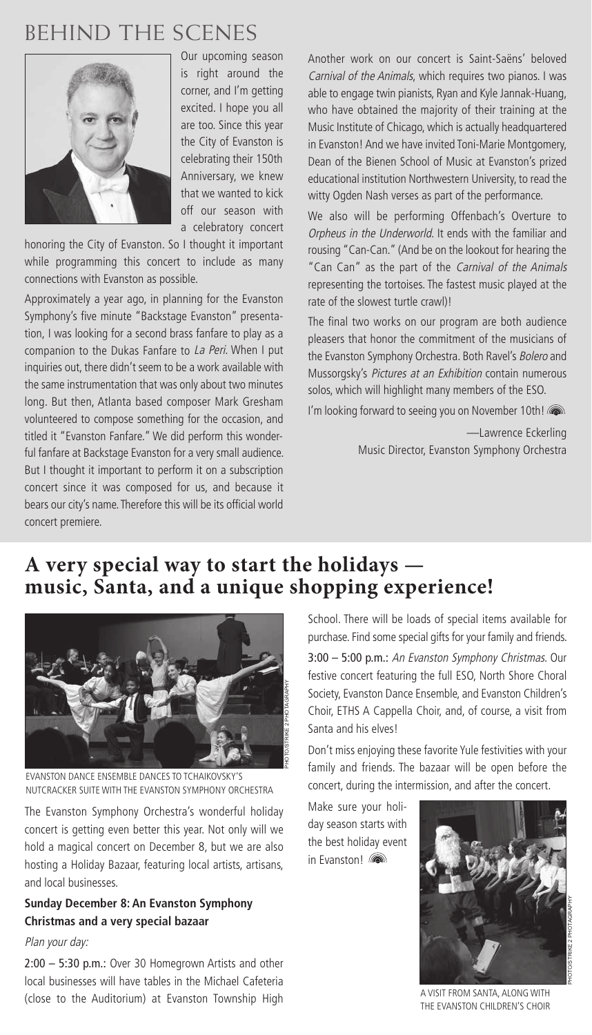# BEHIND THE SCENES

Our upcoming season is right around the corner, and I'm getting excited. I hope you all are too. Since this year the City of Evanston is celebrating their 150th Anniversary, we knew that we wanted to kick off our season with a celebratory concert honoring the City of Evanston. So I thought it important while programming this concert to include as many connections with Evanston as possible.

Approximately a year ago, in planning for the Evanston Symphony's five minute "Backstage Evanston" presentation, I was looking for a second brass fanfare to play as a companion to the Dukas Fanfare to *La Peri*. When I put inquiries out, there didn't seem to be a work available with the same instrumentation that was only about two minutes long. But then, Atlanta based composer Mark Gresham volunteered to compose something for the occasion, and titled it "Evanston Fanfare." We did perform this wonderful fanfare at Backstage Evanston for a very small audience. But I thought it important to perform it on a subscription concert since it was composed for us, and because it bears our city's name. Therefore this will be its official world concert premiere.

Another work on our concert is Saint-Saëns' beloved *Carnival of the Animals*, which requires two pianos. I was able to engage twin pianists, Ryan and Kyle Jannak-Huang, who have obtained the majority of their training at the Music Institute of Chicago, which is actually headquartered in Evanston! And we have invited Toni-Marie Montgomery, Dean of the Bienen School of Music at Evanston's prized educational institution Northwestern University, to read the witty Ogden Nash verses as part of the performance.

We also will be performing Offenbach's Overture to *Orpheus in the Underworld*. It ends with the familiar and rousing "Can-Can." (And be on the lookout for hearing the "Can Can" as the part of the *Carnival of the Animals* representing the tortoises. The fastest music played at the rate of the slowest turtle crawl)!

The final two works on our program are both audience pleasers that honor the commitment of the musicians of the Evanston Symphony Orchestra. Both Ravel's *Bolero* and Mussorgsky's *Pictures at an Exhibition* contain numerous solos, which will highlight many members of the ESO.

I'm looking forward to seeing you on November 10th!

—Lawrence Eckerling
Music Director, Evanston Symphony Orchestra

## A very special way to start the holidays — music, Santa, and a unique shopping experience!

PHOTO/STRIKE 2 PHOTOGRAPHY

EVANSTON DANCE ENSEMBLE DANCES TO TCHAIKOVSKY'S NUTCRACKER SUITE WITH THE EVANSTON SYMPHONY ORCHESTRA

The Evanston Symphony Orchestra's wonderful holiday concert is getting even better this year. Not only will we hold a magical concert on December 8, but we are also hosting a Holiday Bazaar, featuring local artists, artisans, and local businesses.

**Sunday December 8: An Evanston Symphony Christmas and a very special bazaar**

*Plan your day:*

2:00 – 5:30 p.m.: Over 30 Homegrown Artists and other local businesses will have tables in the Michael Cafeteria (close to the Auditorium) at Evanston Township High School. There will be loads of special items available for purchase. Find some special gifts for your family and friends.

3:00 – 5:00 p.m.: *An Evanston Symphony Christmas.* Our festive concert featuring the full ESO, North Shore Choral Society, Evanston Dance Ensemble, and Evanston Children's Choir, ETHS A Cappella Choir, and, of course, a visit from Santa and his elves!

Don't miss enjoying these favorite Yule festivities with your family and friends. The bazaar will be open before the concert, during the intermission, and after the concert.

Make sure your holiday season starts with the best holiday event in Evanston!

PHOTO/STRIKE 2 PHOTOGRAPHY

A VISIT FROM SANTA, ALONG WITH THE EVANSTON CHILDREN'S CHOIR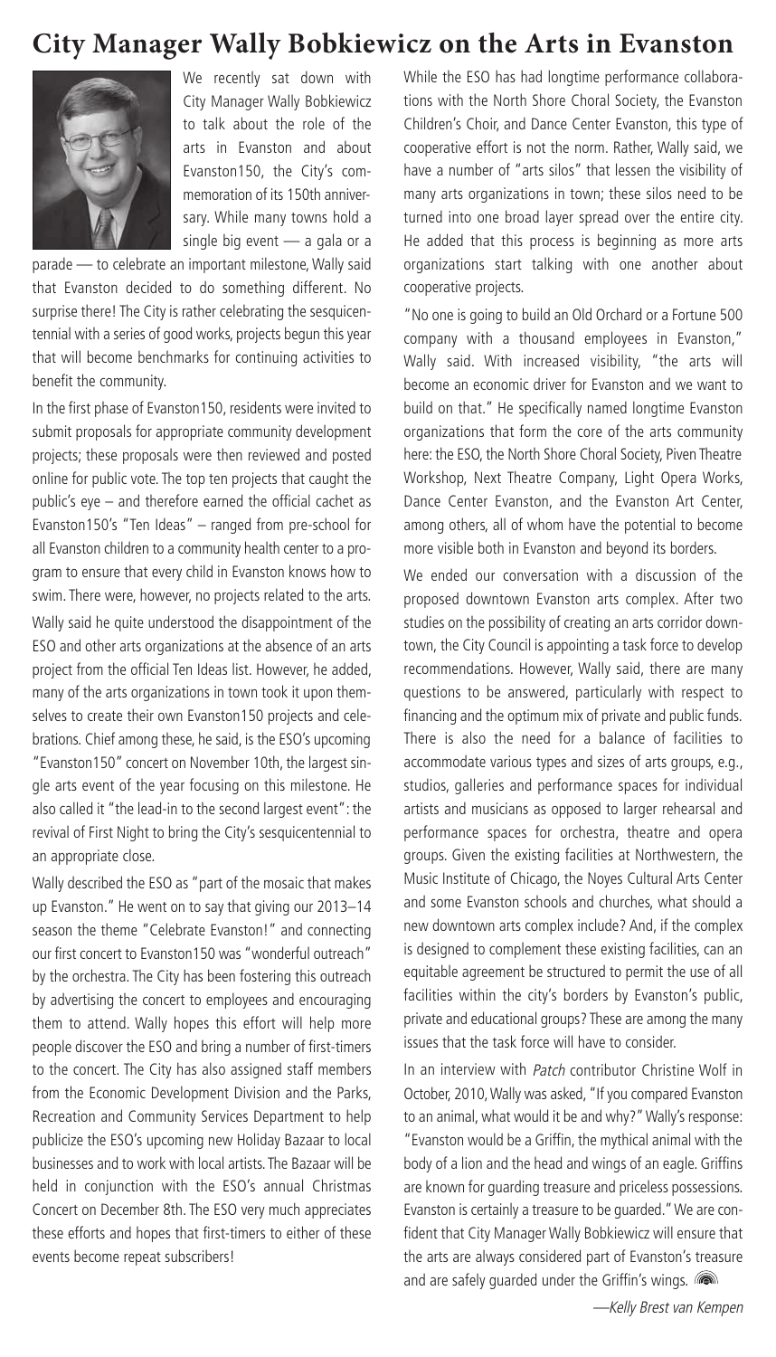# City Manager Wally Bobkiewicz on the Arts in Evanston

We recently sat down with City Manager Wally Bobkiewicz to talk about the role of the arts in Evanston and about Evanston150, the City's commemoration of its 150th anniversary. While many towns hold a single big event — a gala or a parade — to celebrate an important milestone, Wally said that Evanston decided to do something different. No surprise there! The City is rather celebrating the sesquicentennial with a series of good works, projects begun this year that will become benchmarks for continuing activities to benefit the community.

In the first phase of Evanston150, residents were invited to submit proposals for appropriate community development projects; these proposals were then reviewed and posted online for public vote. The top ten projects that caught the public's eye – and therefore earned the official cachet as Evanston150's "Ten Ideas" – ranged from pre-school for all Evanston children to a community health center to a program to ensure that every child in Evanston knows how to swim. There were, however, no projects related to the arts.

Wally said he quite understood the disappointment of the ESO and other arts organizations at the absence of an arts project from the official Ten Ideas list. However, he added, many of the arts organizations in town took it upon themselves to create their own Evanston150 projects and celebrations. Chief among these, he said, is the ESO's upcoming "Evanston150" concert on November 10th, the largest single arts event of the year focusing on this milestone. He also called it "the lead-in to the second largest event": the revival of First Night to bring the City's sesquicentennial to an appropriate close.

Wally described the ESO as "part of the mosaic that makes up Evanston." He went on to say that giving our 2013–14 season the theme "Celebrate Evanston!" and connecting our first concert to Evanston150 was "wonderful outreach" by the orchestra. The City has been fostering this outreach by advertising the concert to employees and encouraging them to attend. Wally hopes this effort will help more people discover the ESO and bring a number of first-timers to the concert. The City has also assigned staff members from the Economic Development Division and the Parks, Recreation and Community Services Department to help publicize the ESO's upcoming new Holiday Bazaar to local businesses and to work with local artists. The Bazaar will be held in conjunction with the ESO's annual Christmas Concert on December 8th. The ESO very much appreciates these efforts and hopes that first-timers to either of these events become repeat subscribers!

While the ESO has had longtime performance collaborations with the North Shore Choral Society, the Evanston Children's Choir, and Dance Center Evanston, this type of cooperative effort is not the norm. Rather, Wally said, we have a number of "arts silos" that lessen the visibility of many arts organizations in town; these silos need to be turned into one broad layer spread over the entire city. He added that this process is beginning as more arts organizations start talking with one another about cooperative projects.

"No one is going to build an Old Orchard or a Fortune 500 company with a thousand employees in Evanston," Wally said. With increased visibility, "the arts will become an economic driver for Evanston and we want to build on that." He specifically named longtime Evanston organizations that form the core of the arts community here: the ESO, the North Shore Choral Society, Piven Theatre Workshop, Next Theatre Company, Light Opera Works, Dance Center Evanston, and the Evanston Art Center, among others, all of whom have the potential to become more visible both in Evanston and beyond its borders.

We ended our conversation with a discussion of the proposed downtown Evanston arts complex. After two studies on the possibility of creating an arts corridor downtown, the City Council is appointing a task force to develop recommendations. However, Wally said, there are many questions to be answered, particularly with respect to financing and the optimum mix of private and public funds. There is also the need for a balance of facilities to accommodate various types and sizes of arts groups, e.g., studios, galleries and performance spaces for individual artists and musicians as opposed to larger rehearsal and performance spaces for orchestra, theatre and opera groups. Given the existing facilities at Northwestern, the Music Institute of Chicago, the Noyes Cultural Arts Center and some Evanston schools and churches, what should a new downtown arts complex include? And, if the complex is designed to complement these existing facilities, can an equitable agreement be structured to permit the use of all facilities within the city's borders by Evanston's public, private and educational groups? These are among the many issues that the task force will have to consider.

In an interview with *Patch* contributor Christine Wolf in October, 2010, Wally was asked, "If you compared Evanston to an animal, what would it be and why?" Wally's response: "Evanston would be a Griffin, the mythical animal with the body of a lion and the head and wings of an eagle. Griffins are known for guarding treasure and priceless possessions. Evanston is certainly a treasure to be guarded." We are confident that City Manager Wally Bobkiewicz will ensure that the arts are always considered part of Evanston's treasure and are safely guarded under the Griffin's wings.

*—Kelly Brest van Kempen*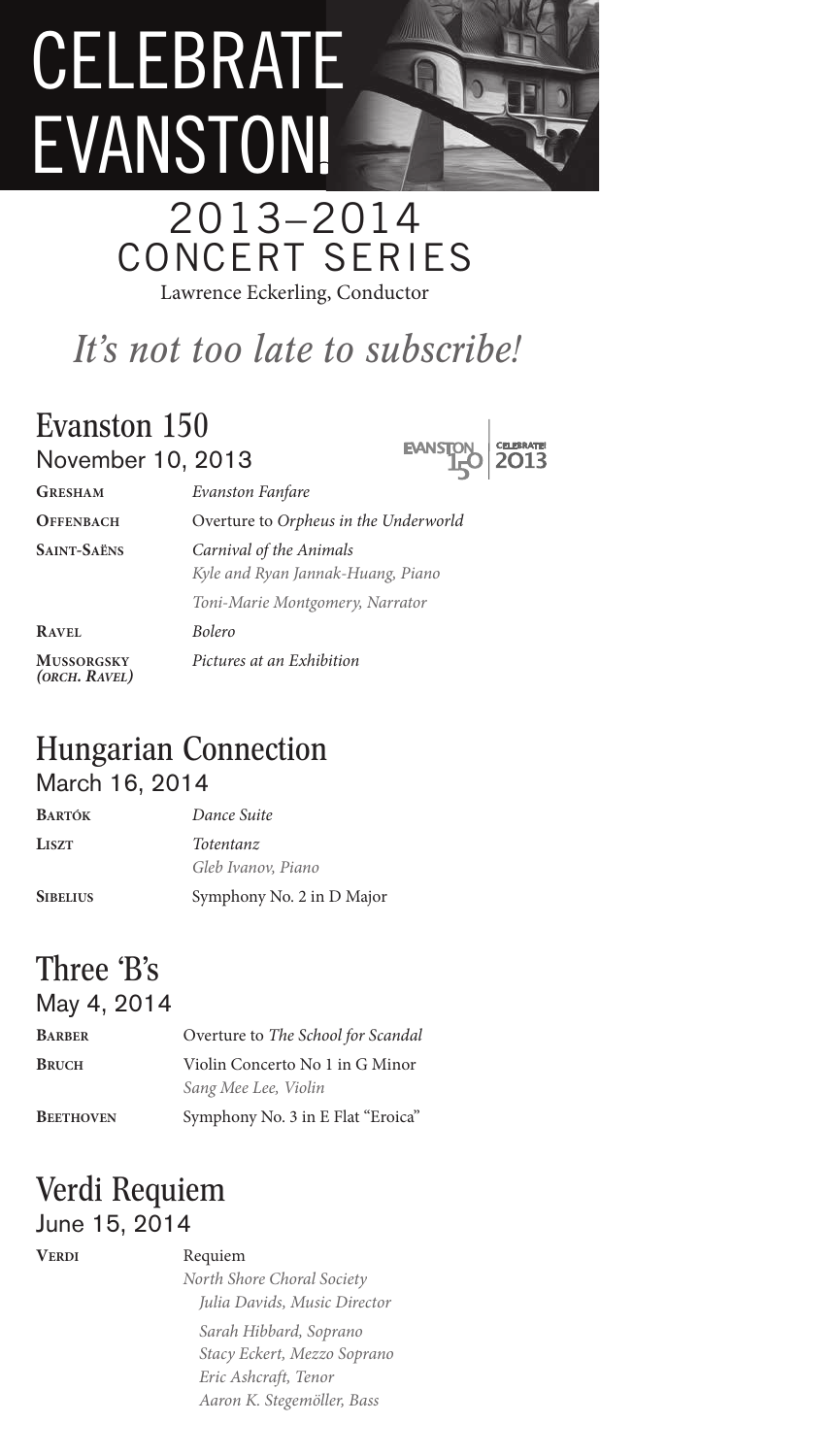# CELEBRATE EVANSTON!

## 2013–2014 CONCERT SERIES

Lawrence Eckerling, Conductor

*It's not too late to subscribe!*

## Evanston 150

November 10, 2013

EVANSTON 150 | CELEBRATE! 2013

| | |
|---|---|
| **Gresham** | *Evanston Fanfare* |
| **Offenbach** | Overture to *Orpheus in the Underworld* |
| **Saint-Saëns** | *Carnival of the Animals*<br>*Kyle and Ryan Jannak-Huang, Piano*<br>*Toni-Marie Montgomery, Narrator* |
| **Ravel** | *Bolero* |
| **Mussorgsky** *(orch. Ravel)* | *Pictures at an Exhibition* |

## Hungarian Connection

March 16, 2014

| | |
|---|---|
| **Bartók** | *Dance Suite* |
| **Liszt** | *Totentanz*<br>*Gleb Ivanov, Piano* |
| **Sibelius** | Symphony No. 2 in D Major |

## Three 'B's

May 4, 2014

| | |
|---|---|
| **Barber** | Overture to *The School for Scandal* |
| **Bruch** | Violin Concerto No 1 in G Minor<br>*Sang Mee Lee, Violin* |
| **Beethoven** | Symphony No. 3 in E Flat "Eroica" |

## Verdi Requiem

June 15, 2014

**Verdi** Requiem

*North Shore Choral Society*
*Julia Davids, Music Director*

*Sarah Hibbard, Soprano*
*Stacy Eckert, Mezzo Soprano*
*Eric Ashcraft, Tenor*
*Aaron K. Stegemöller, Bass*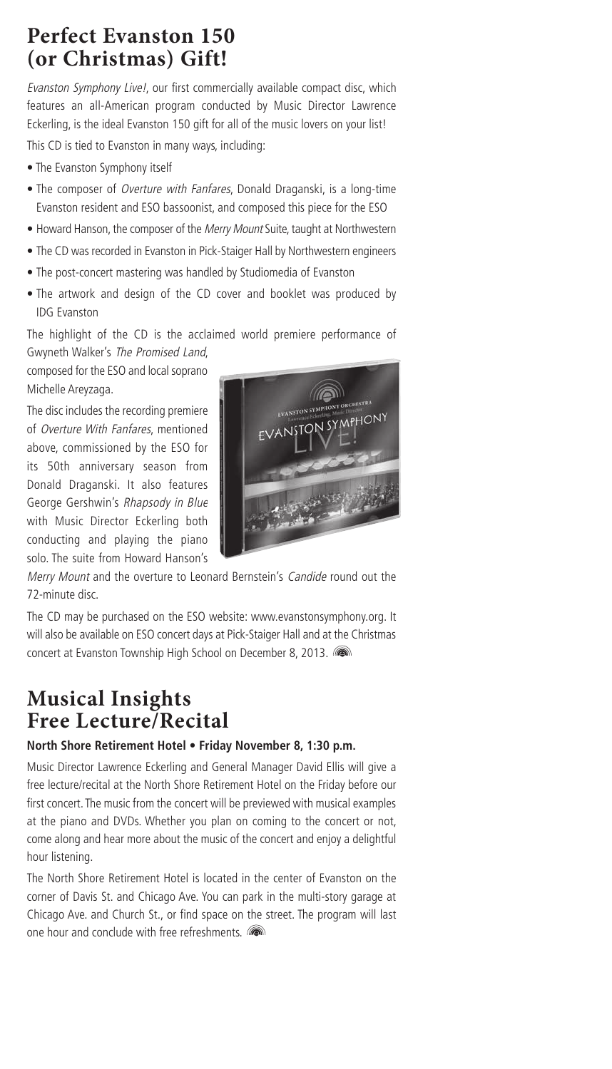## Perfect Evanston 150 (or Christmas) Gift!

*Evanston Symphony Live!*, our first commercially available compact disc, which features an all-American program conducted by Music Director Lawrence Eckerling, is the ideal Evanston 150 gift for all of the music lovers on your list!

This CD is tied to Evanston in many ways, including:

- The Evanston Symphony itself
- The composer of *Overture with Fanfares*, Donald Draganski, is a long-time Evanston resident and ESO bassoonist, and composed this piece for the ESO
- Howard Hanson, the composer of the *Merry Mount* Suite, taught at Northwestern
- The CD was recorded in Evanston in Pick-Staiger Hall by Northwestern engineers
- The post-concert mastering was handled by Studiomedia of Evanston
- The artwork and design of the CD cover and booklet was produced by IDG Evanston

The highlight of the CD is the acclaimed world premiere performance of Gwyneth Walker's *The Promised Land*, composed for the ESO and local soprano Michelle Areyzaga.

The disc includes the recording premiere of *Overture With Fanfares*, mentioned above, commissioned by the ESO for its 50th anniversary season from Donald Draganski. It also features George Gershwin's *Rhapsody in Blue* with Music Director Eckerling both conducting and playing the piano solo. The suite from Howard Hanson's *Merry Mount* and the overture to Leonard Bernstein's *Candide* round out the 72-minute disc.

The CD may be purchased on the ESO website: www.evanstonsymphony.org. It will also be available on ESO concert days at Pick-Staiger Hall and at the Christmas concert at Evanston Township High School on December 8, 2013.

## Musical Insights Free Lecture/Recital

**North Shore Retirement Hotel • Friday November 8, 1:30 p.m.**

Music Director Lawrence Eckerling and General Manager David Ellis will give a free lecture/recital at the North Shore Retirement Hotel on the Friday before our first concert. The music from the concert will be previewed with musical examples at the piano and DVDs. Whether you plan on coming to the concert or not, come along and hear more about the music of the concert and enjoy a delightful hour listening.

The North Shore Retirement Hotel is located in the center of Evanston on the corner of Davis St. and Chicago Ave. You can park in the multi-story garage at Chicago Ave. and Church St., or find space on the street. The program will last one hour and conclude with free refreshments.